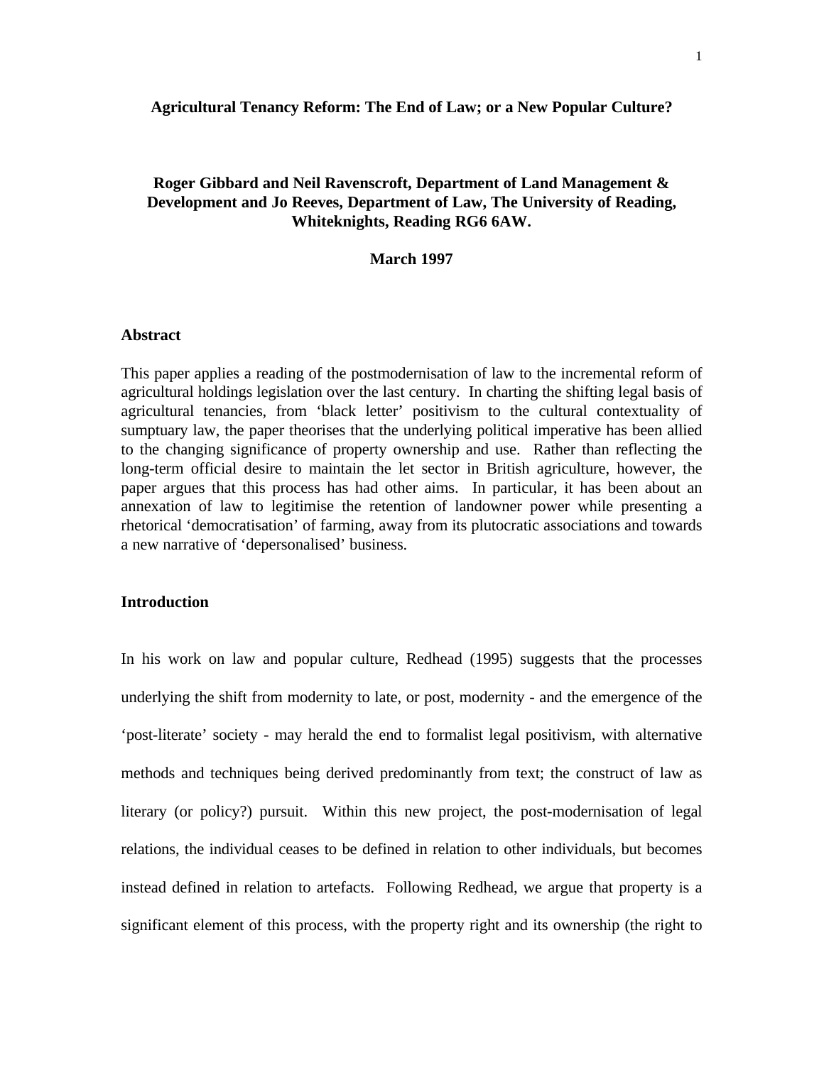# Agricultural Tenancy Reform: The End of Law; or a New Popular Culture?

**Roger Gibbard and Neil Ravenscroft, Department of Land Management & Development and Jo Reeves, Department of Law, The University of Reading, Whiteknights, Reading RG6 6AW.**

**March 1997**

## Abstract

This paper applies a reading of the postmodernisation of law to the incremental reform of agricultural holdings legislation over the last century. In charting the shifting legal basis of agricultural tenancies, from 'black letter' positivism to the cultural contextuality of sumptuary law, the paper theorises that the underlying political imperative has been allied to the changing significance of property ownership and use. Rather than reflecting the long-term official desire to maintain the let sector in British agriculture, however, the paper argues that this process has had other aims. In particular, it has been about an annexation of law to legitimise the retention of landowner power while presenting a rhetorical 'democratisation' of farming, away from its plutocratic associations and towards a new narrative of 'depersonalised' business.

## Introduction

In his work on law and popular culture, Redhead (1995) suggests that the processes underlying the shift from modernity to late, or post, modernity - and the emergence of the 'post-literate' society - may herald the end to formalist legal positivism, with alternative methods and techniques being derived predominantly from text; the construct of law as literary (or policy?) pursuit. Within this new project, the post-modernisation of legal relations, the individual ceases to be defined in relation to other individuals, but becomes instead defined in relation to artefacts. Following Redhead, we argue that property is a significant element of this process, with the property right and its ownership (the right to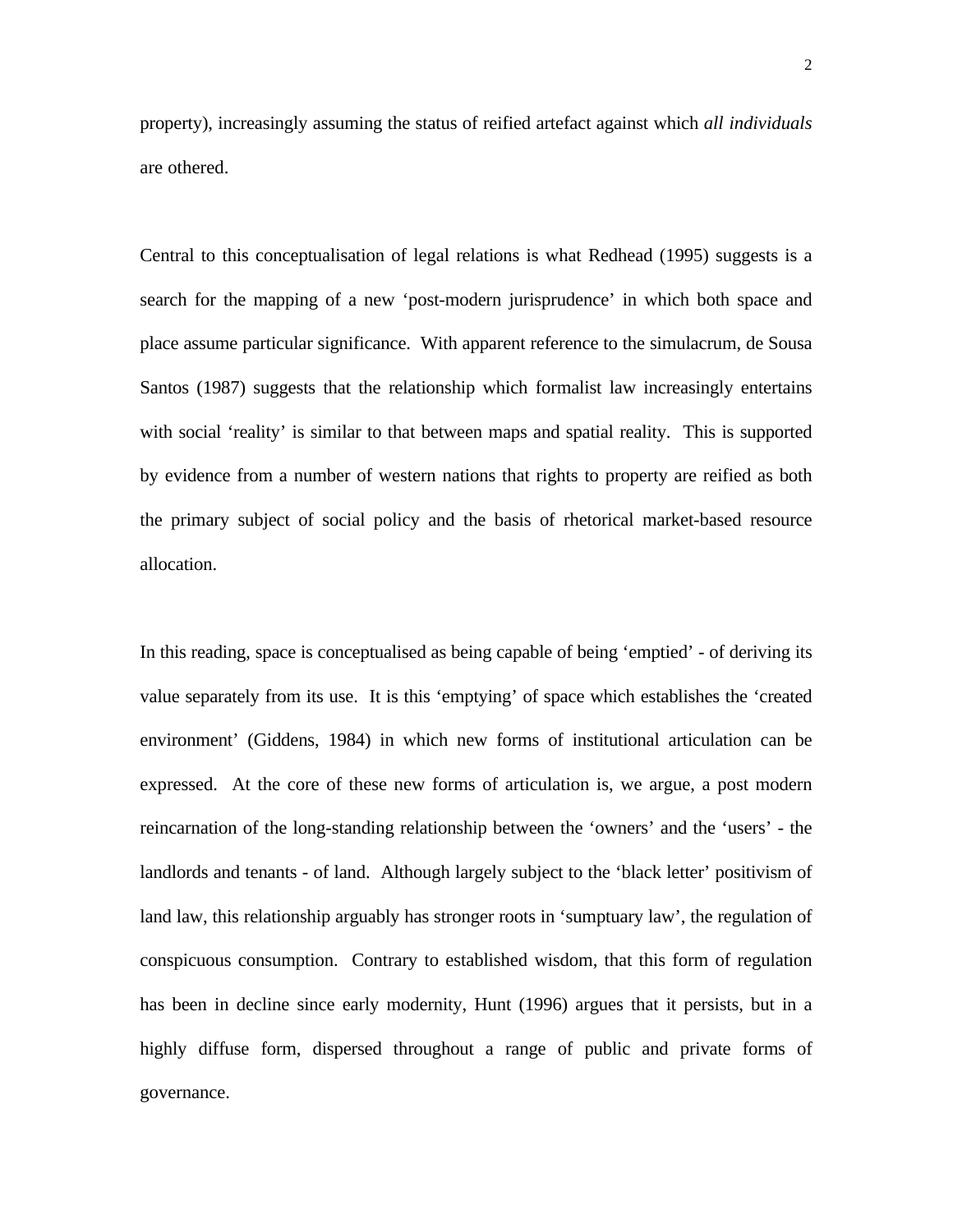property), increasingly assuming the status of reified artefact against which *all individuals* are othered.

Central to this conceptualisation of legal relations is what Redhead (1995) suggests is a search for the mapping of a new 'post-modern jurisprudence' in which both space and place assume particular significance. With apparent reference to the simulacrum, de Sousa Santos (1987) suggests that the relationship which formalist law increasingly entertains with social 'reality' is similar to that between maps and spatial reality. This is supported by evidence from a number of western nations that rights to property are reified as both the primary subject of social policy and the basis of rhetorical market-based resource allocation.

In this reading, space is conceptualised as being capable of being 'emptied' - of deriving its value separately from its use. It is this 'emptying' of space which establishes the 'created environment' (Giddens, 1984) in which new forms of institutional articulation can be expressed. At the core of these new forms of articulation is, we argue, a post modern reincarnation of the long-standing relationship between the 'owners' and the 'users' - the landlords and tenants - of land. Although largely subject to the 'black letter' positivism of land law, this relationship arguably has stronger roots in 'sumptuary law', the regulation of conspicuous consumption. Contrary to established wisdom, that this form of regulation has been in decline since early modernity, Hunt (1996) argues that it persists, but in a highly diffuse form, dispersed throughout a range of public and private forms of governance.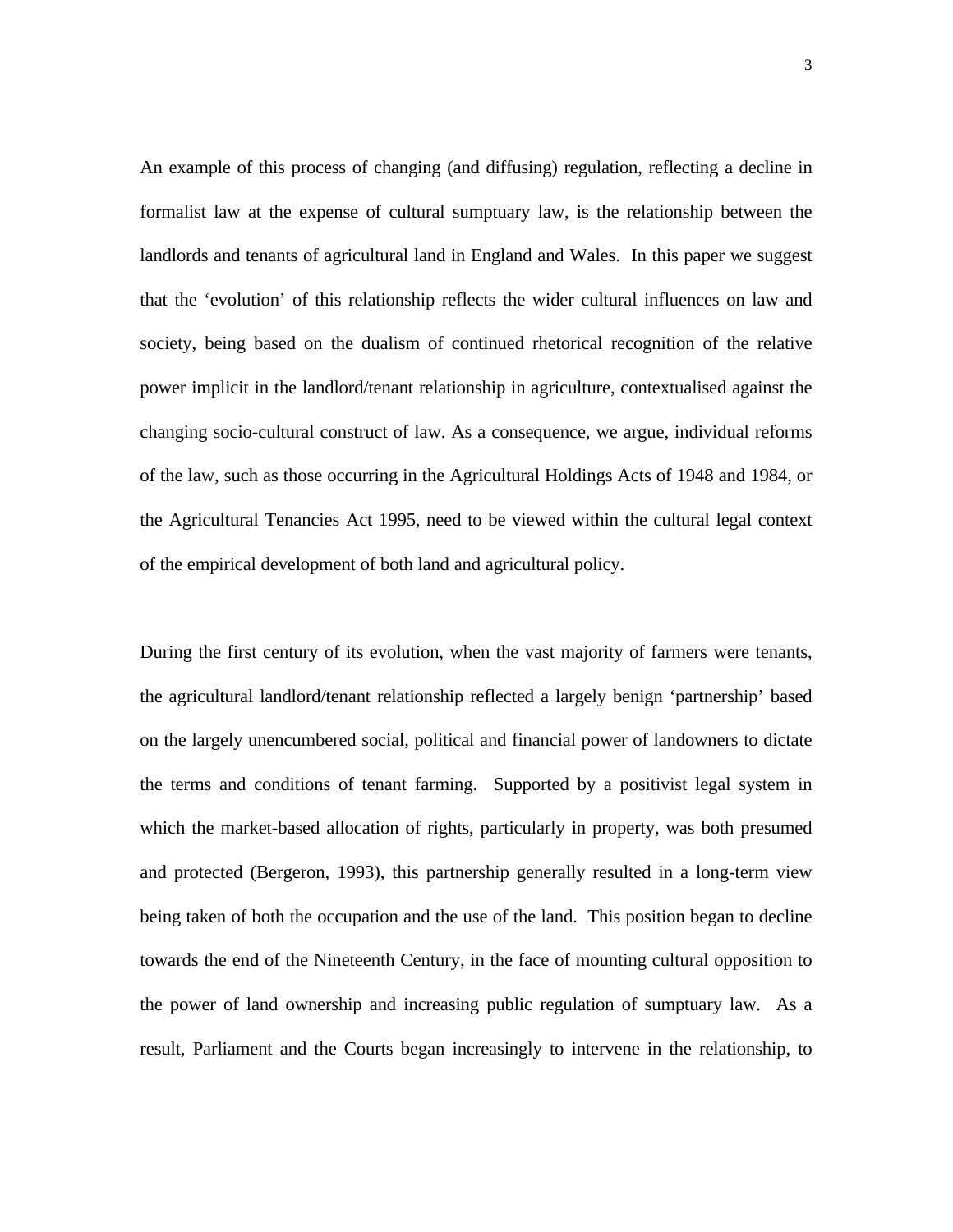An example of this process of changing (and diffusing) regulation, reflecting a decline in formalist law at the expense of cultural sumptuary law, is the relationship between the landlords and tenants of agricultural land in England and Wales. In this paper we suggest that the 'evolution' of this relationship reflects the wider cultural influences on law and society, being based on the dualism of continued rhetorical recognition of the relative power implicit in the landlord/tenant relationship in agriculture, contextualised against the changing socio-cultural construct of law. As a consequence, we argue, individual reforms of the law, such as those occurring in the Agricultural Holdings Acts of 1948 and 1984, or the Agricultural Tenancies Act 1995, need to be viewed within the cultural legal context of the empirical development of both land and agricultural policy.

During the first century of its evolution, when the vast majority of farmers were tenants, the agricultural landlord/tenant relationship reflected a largely benign 'partnership' based on the largely unencumbered social, political and financial power of landowners to dictate the terms and conditions of tenant farming. Supported by a positivist legal system in which the market-based allocation of rights, particularly in property, was both presumed and protected (Bergeron, 1993), this partnership generally resulted in a long-term view being taken of both the occupation and the use of the land. This position began to decline towards the end of the Nineteenth Century, in the face of mounting cultural opposition to the power of land ownership and increasing public regulation of sumptuary law. As a result, Parliament and the Courts began increasingly to intervene in the relationship, to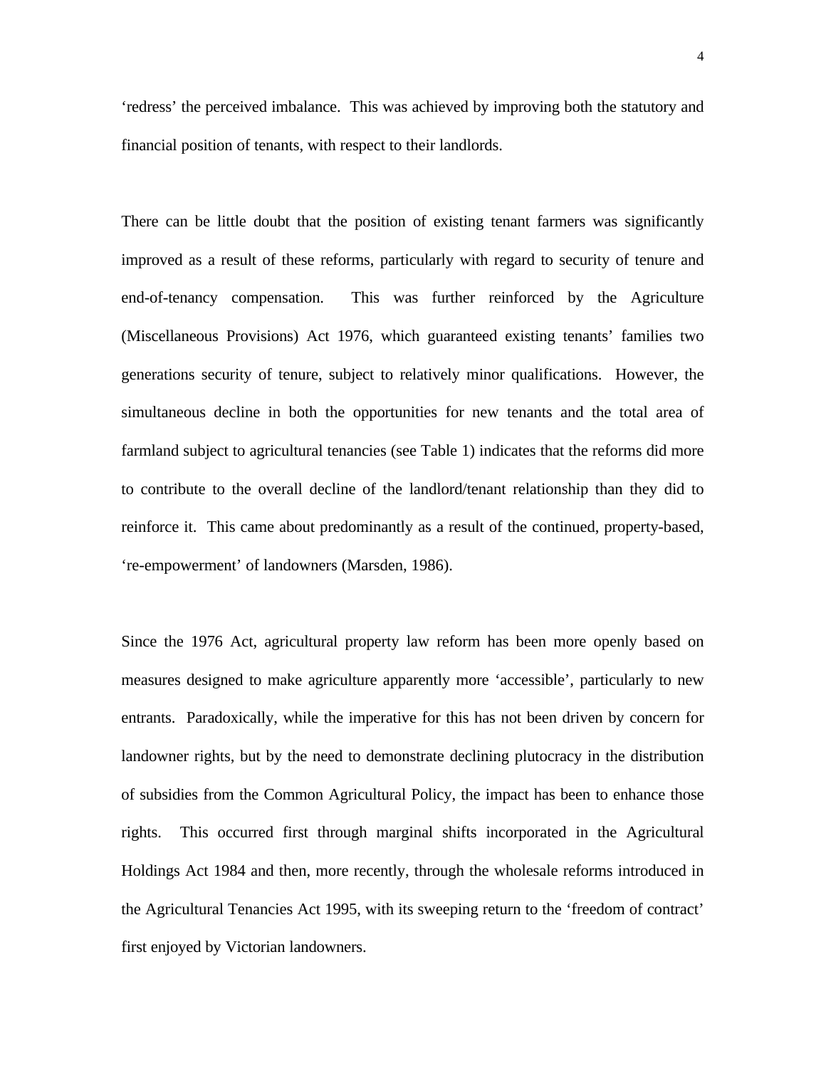'redress' the perceived imbalance. This was achieved by improving both the statutory and financial position of tenants, with respect to their landlords.

There can be little doubt that the position of existing tenant farmers was significantly improved as a result of these reforms, particularly with regard to security of tenure and end-of-tenancy compensation. This was further reinforced by the Agriculture (Miscellaneous Provisions) Act 1976, which guaranteed existing tenants' families two generations security of tenure, subject to relatively minor qualifications. However, the simultaneous decline in both the opportunities for new tenants and the total area of farmland subject to agricultural tenancies (see Table 1) indicates that the reforms did more to contribute to the overall decline of the landlord/tenant relationship than they did to reinforce it. This came about predominantly as a result of the continued, property-based, 're-empowerment' of landowners (Marsden, 1986).

Since the 1976 Act, agricultural property law reform has been more openly based on measures designed to make agriculture apparently more 'accessible', particularly to new entrants. Paradoxically, while the imperative for this has not been driven by concern for landowner rights, but by the need to demonstrate declining plutocracy in the distribution of subsidies from the Common Agricultural Policy, the impact has been to enhance those rights. This occurred first through marginal shifts incorporated in the Agricultural Holdings Act 1984 and then, more recently, through the wholesale reforms introduced in the Agricultural Tenancies Act 1995, with its sweeping return to the 'freedom of contract' first enjoyed by Victorian landowners.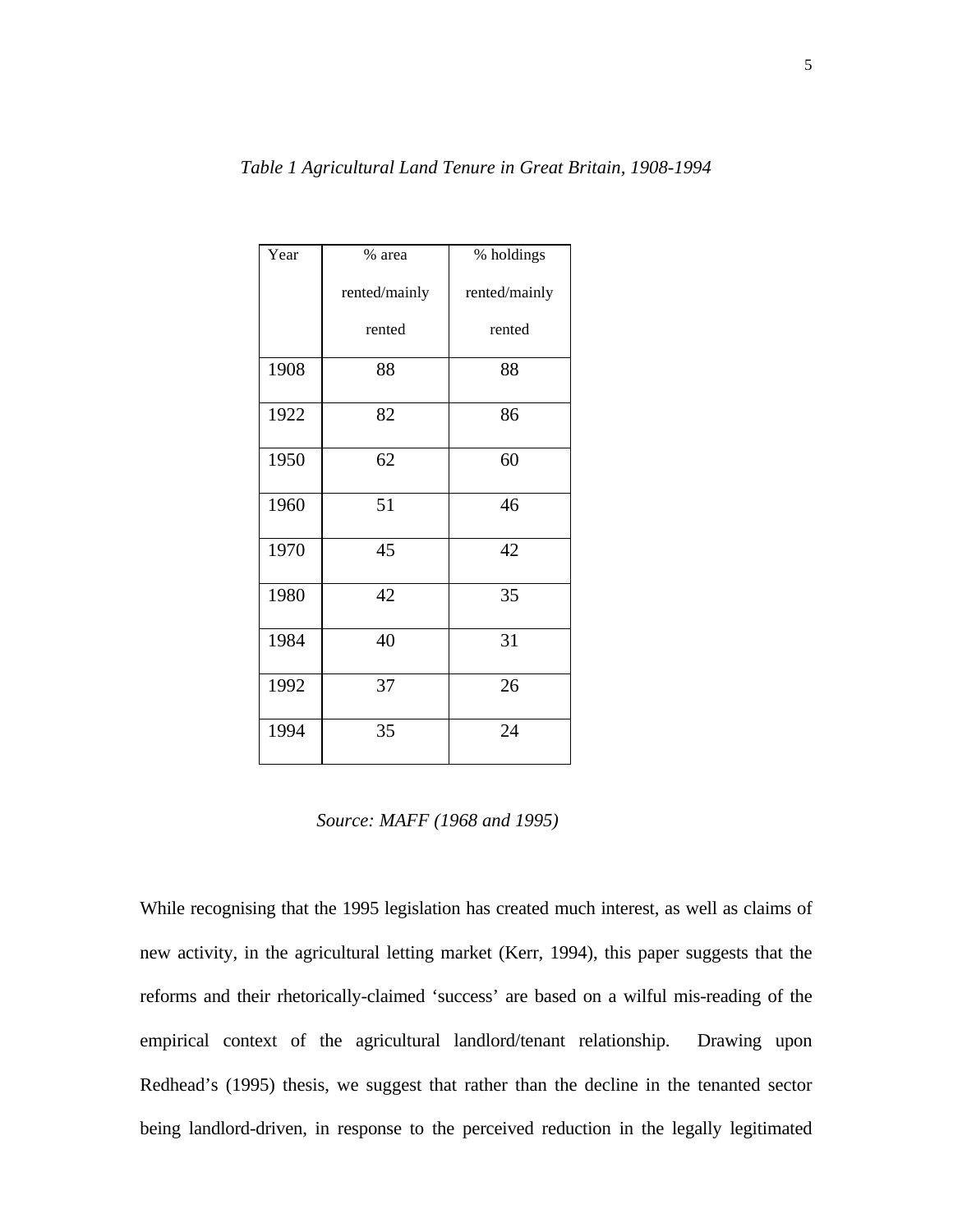*Table 1 Agricultural Land Tenure in Great Britain, 1908-1994*

| Year | % area rented/mainly rented | % holdings rented/mainly rented |
|---|---|---|
| 1908 | 88 | 88 |
| 1922 | 82 | 86 |
| 1950 | 62 | 60 |
| 1960 | 51 | 46 |
| 1970 | 45 | 42 |
| 1980 | 42 | 35 |
| 1984 | 40 | 31 |
| 1992 | 37 | 26 |
| 1994 | 35 | 24 |

*Source: MAFF (1968 and 1995)*

While recognising that the 1995 legislation has created much interest, as well as claims of new activity, in the agricultural letting market (Kerr, 1994), this paper suggests that the reforms and their rhetorically-claimed 'success' are based on a wilful mis-reading of the empirical context of the agricultural landlord/tenant relationship. Drawing upon Redhead's (1995) thesis, we suggest that rather than the decline in the tenanted sector being landlord-driven, in response to the perceived reduction in the legally legitimated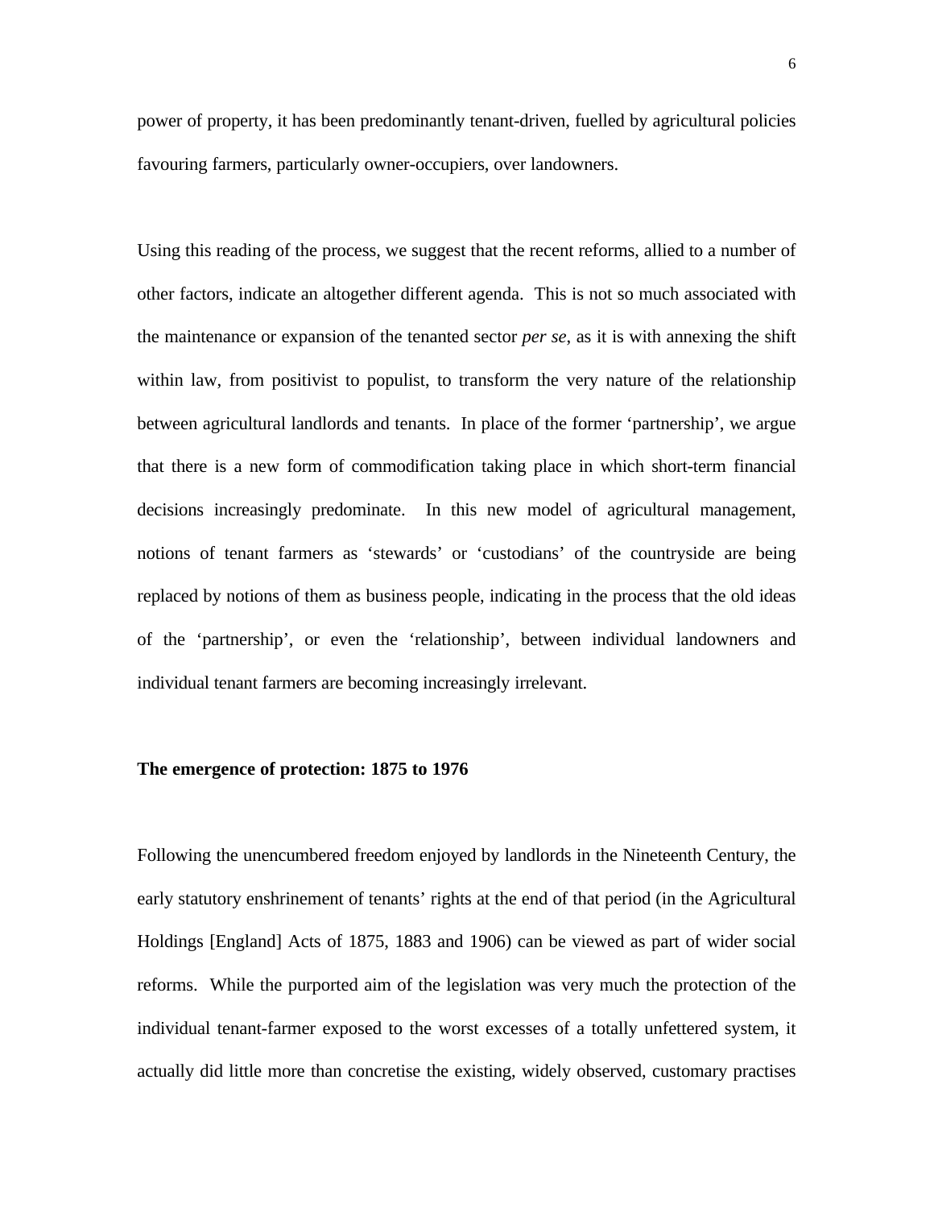power of property, it has been predominantly tenant-driven, fuelled by agricultural policies favouring farmers, particularly owner-occupiers, over landowners.

Using this reading of the process, we suggest that the recent reforms, allied to a number of other factors, indicate an altogether different agenda. This is not so much associated with the maintenance or expansion of the tenanted sector *per se*, as it is with annexing the shift within law, from positivist to populist, to transform the very nature of the relationship between agricultural landlords and tenants. In place of the former 'partnership', we argue that there is a new form of commodification taking place in which short-term financial decisions increasingly predominate. In this new model of agricultural management, notions of tenant farmers as 'stewards' or 'custodians' of the countryside are being replaced by notions of them as business people, indicating in the process that the old ideas of the 'partnership', or even the 'relationship', between individual landowners and individual tenant farmers are becoming increasingly irrelevant.

## The emergence of protection: 1875 to 1976

Following the unencumbered freedom enjoyed by landlords in the Nineteenth Century, the early statutory enshrinement of tenants' rights at the end of that period (in the Agricultural Holdings [England] Acts of 1875, 1883 and 1906) can be viewed as part of wider social reforms. While the purported aim of the legislation was very much the protection of the individual tenant-farmer exposed to the worst excesses of a totally unfettered system, it actually did little more than concretise the existing, widely observed, customary practises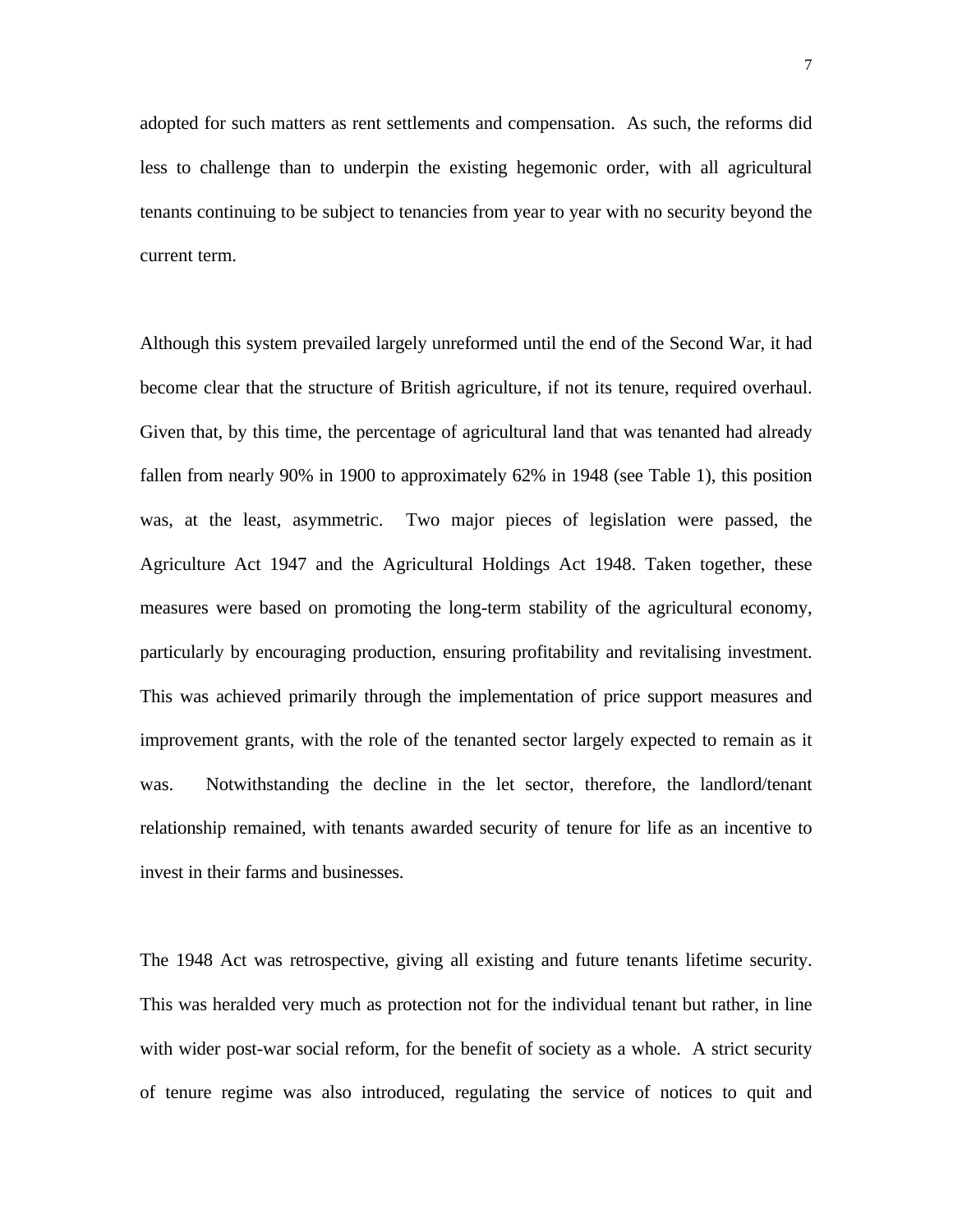adopted for such matters as rent settlements and compensation. As such, the reforms did less to challenge than to underpin the existing hegemonic order, with all agricultural tenants continuing to be subject to tenancies from year to year with no security beyond the current term.

Although this system prevailed largely unreformed until the end of the Second War, it had become clear that the structure of British agriculture, if not its tenure, required overhaul. Given that, by this time, the percentage of agricultural land that was tenanted had already fallen from nearly 90% in 1900 to approximately 62% in 1948 (see Table 1), this position was, at the least, asymmetric. Two major pieces of legislation were passed, the Agriculture Act 1947 and the Agricultural Holdings Act 1948. Taken together, these measures were based on promoting the long-term stability of the agricultural economy, particularly by encouraging production, ensuring profitability and revitalising investment. This was achieved primarily through the implementation of price support measures and improvement grants, with the role of the tenanted sector largely expected to remain as it was. Notwithstanding the decline in the let sector, therefore, the landlord/tenant relationship remained, with tenants awarded security of tenure for life as an incentive to invest in their farms and businesses.

The 1948 Act was retrospective, giving all existing and future tenants lifetime security. This was heralded very much as protection not for the individual tenant but rather, in line with wider post-war social reform, for the benefit of society as a whole. A strict security of tenure regime was also introduced, regulating the service of notices to quit and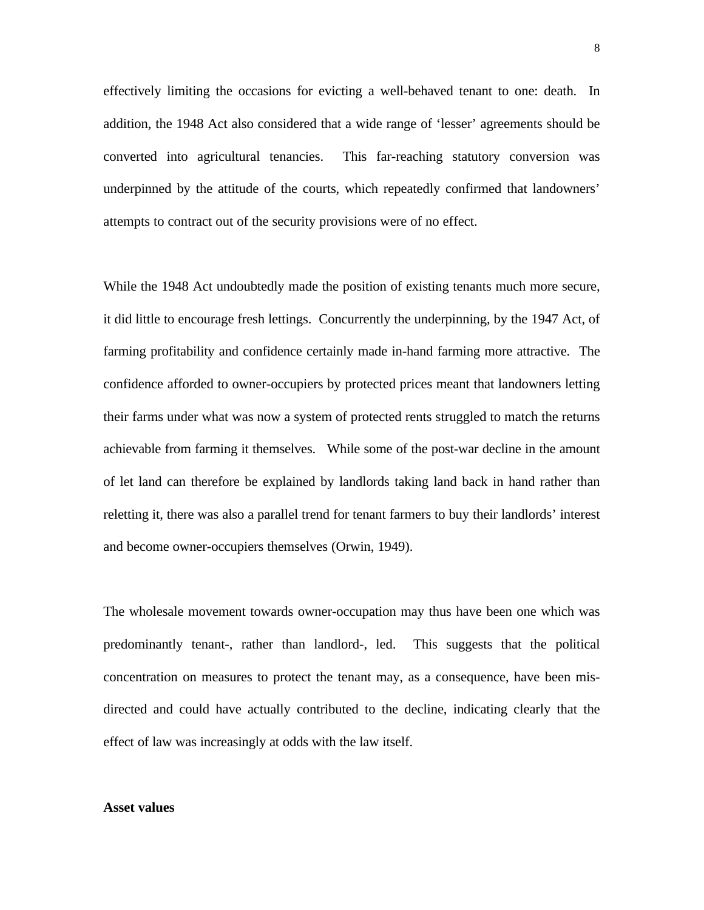effectively limiting the occasions for evicting a well-behaved tenant to one: death. In addition, the 1948 Act also considered that a wide range of 'lesser' agreements should be converted into agricultural tenancies. This far-reaching statutory conversion was underpinned by the attitude of the courts, which repeatedly confirmed that landowners' attempts to contract out of the security provisions were of no effect.

While the 1948 Act undoubtedly made the position of existing tenants much more secure, it did little to encourage fresh lettings. Concurrently the underpinning, by the 1947 Act, of farming profitability and confidence certainly made in-hand farming more attractive. The confidence afforded to owner-occupiers by protected prices meant that landowners letting their farms under what was now a system of protected rents struggled to match the returns achievable from farming it themselves. While some of the post-war decline in the amount of let land can therefore be explained by landlords taking land back in hand rather than reletting it, there was also a parallel trend for tenant farmers to buy their landlords' interest and become owner-occupiers themselves (Orwin, 1949).

The wholesale movement towards owner-occupation may thus have been one which was predominantly tenant-, rather than landlord-, led. This suggests that the political concentration on measures to protect the tenant may, as a consequence, have been mis-directed and could have actually contributed to the decline, indicating clearly that the effect of law was increasingly at odds with the law itself.

**Asset values**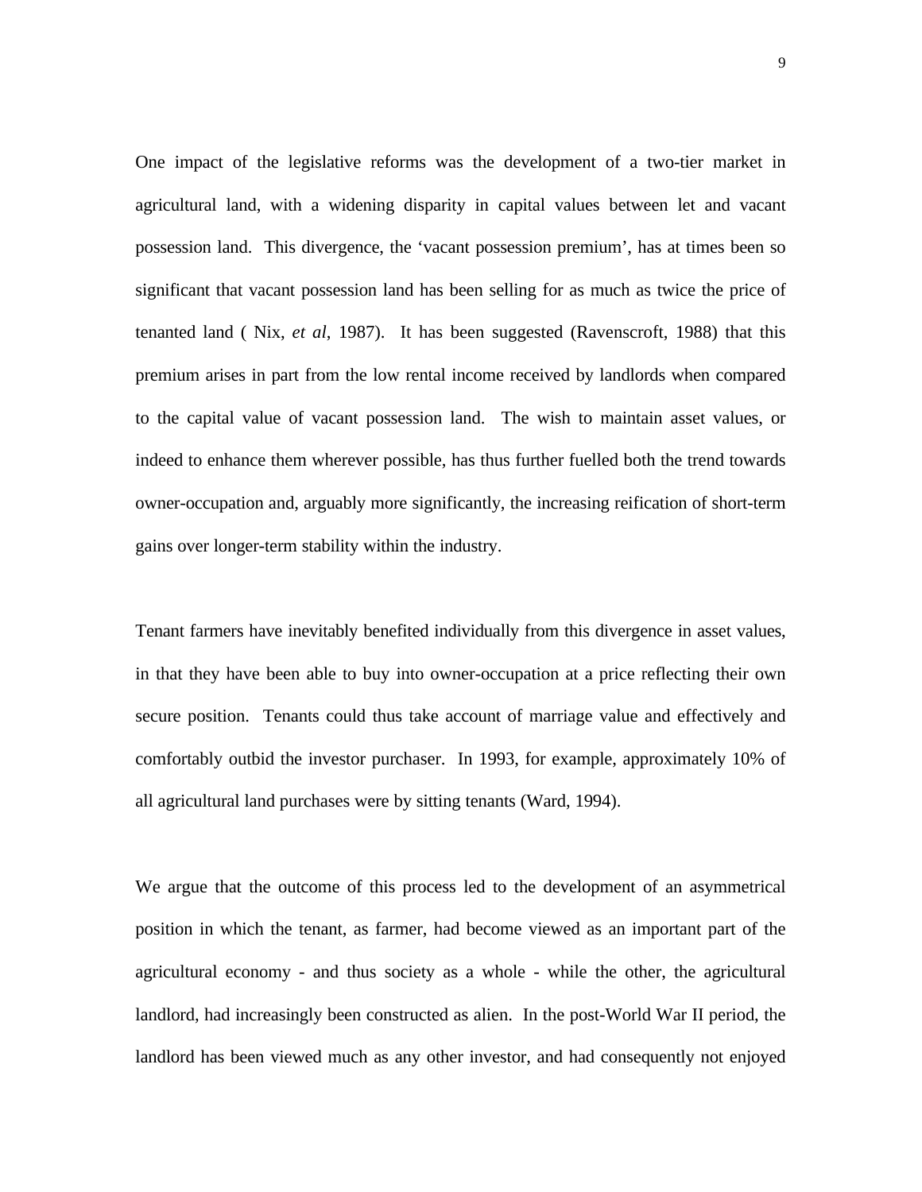One impact of the legislative reforms was the development of a two-tier market in agricultural land, with a widening disparity in capital values between let and vacant possession land. This divergence, the 'vacant possession premium', has at times been so significant that vacant possession land has been selling for as much as twice the price of tenanted land ( Nix, *et al*, 1987). It has been suggested (Ravenscroft, 1988) that this premium arises in part from the low rental income received by landlords when compared to the capital value of vacant possession land. The wish to maintain asset values, or indeed to enhance them wherever possible, has thus further fuelled both the trend towards owner-occupation and, arguably more significantly, the increasing reification of short-term gains over longer-term stability within the industry.

Tenant farmers have inevitably benefited individually from this divergence in asset values, in that they have been able to buy into owner-occupation at a price reflecting their own secure position. Tenants could thus take account of marriage value and effectively and comfortably outbid the investor purchaser. In 1993, for example, approximately 10% of all agricultural land purchases were by sitting tenants (Ward, 1994).

We argue that the outcome of this process led to the development of an asymmetrical position in which the tenant, as farmer, had become viewed as an important part of the agricultural economy - and thus society as a whole - while the other, the agricultural landlord, had increasingly been constructed as alien. In the post-World War II period, the landlord has been viewed much as any other investor, and had consequently not enjoyed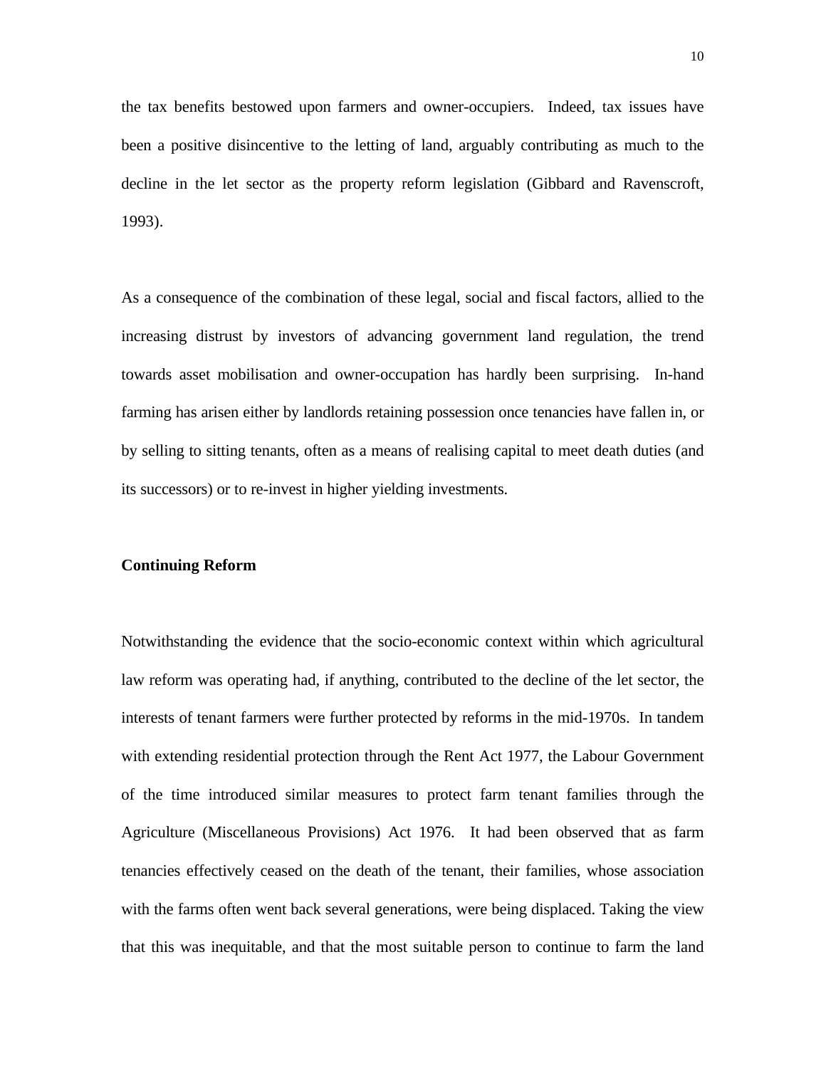the tax benefits bestowed upon farmers and owner-occupiers. Indeed, tax issues have been a positive disincentive to the letting of land, arguably contributing as much to the decline in the let sector as the property reform legislation (Gibbard and Ravenscroft, 1993).

As a consequence of the combination of these legal, social and fiscal factors, allied to the increasing distrust by investors of advancing government land regulation, the trend towards asset mobilisation and owner-occupation has hardly been surprising. In-hand farming has arisen either by landlords retaining possession once tenancies have fallen in, or by selling to sitting tenants, often as a means of realising capital to meet death duties (and its successors) or to re-invest in higher yielding investments.

**Continuing Reform**

Notwithstanding the evidence that the socio-economic context within which agricultural law reform was operating had, if anything, contributed to the decline of the let sector, the interests of tenant farmers were further protected by reforms in the mid-1970s. In tandem with extending residential protection through the Rent Act 1977, the Labour Government of the time introduced similar measures to protect farm tenant families through the Agriculture (Miscellaneous Provisions) Act 1976. It had been observed that as farm tenancies effectively ceased on the death of the tenant, their families, whose association with the farms often went back several generations, were being displaced. Taking the view that this was inequitable, and that the most suitable person to continue to farm the land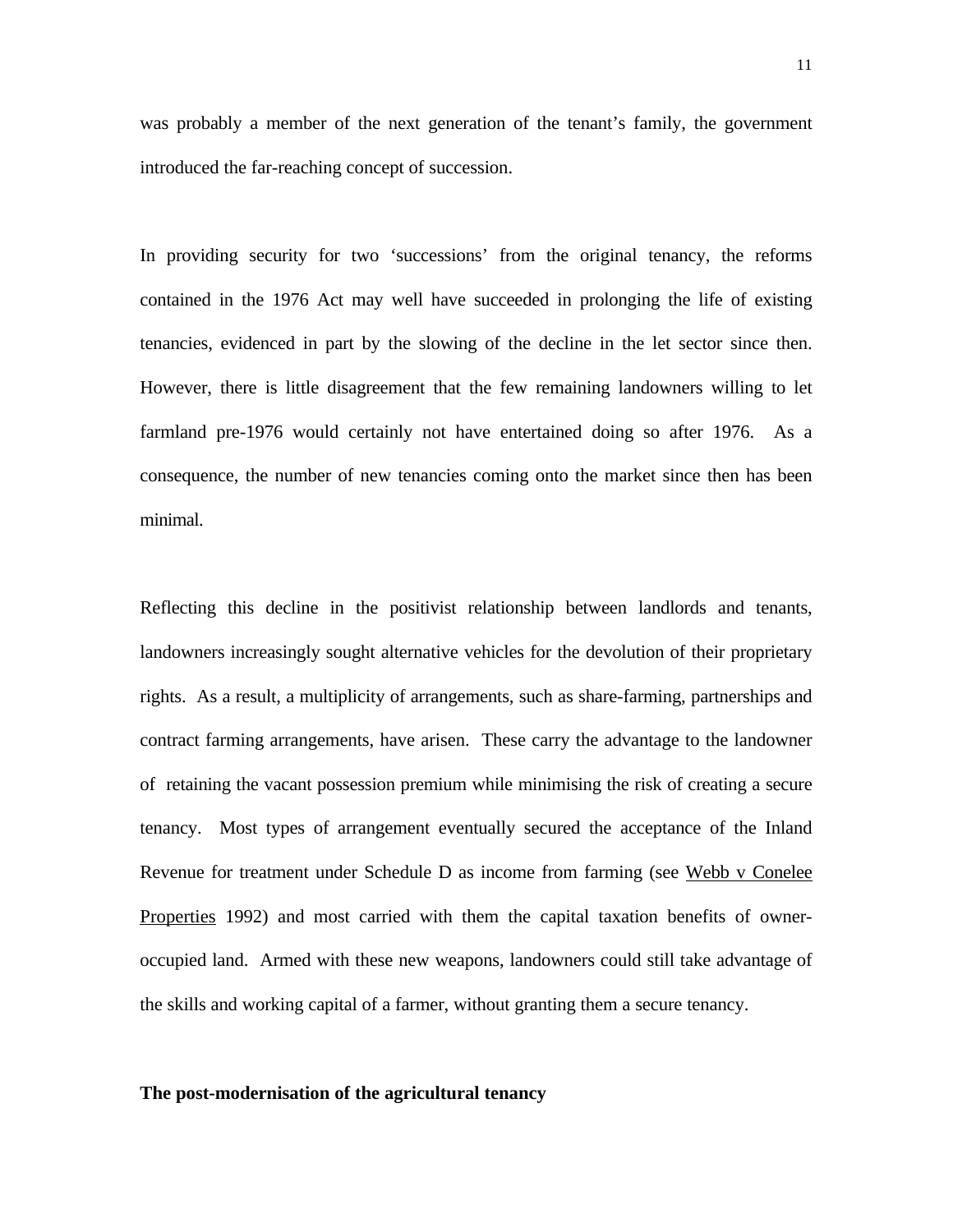was probably a member of the next generation of the tenant's family, the government introduced the far-reaching concept of succession.

In providing security for two 'successions' from the original tenancy, the reforms contained in the 1976 Act may well have succeeded in prolonging the life of existing tenancies, evidenced in part by the slowing of the decline in the let sector since then. However, there is little disagreement that the few remaining landowners willing to let farmland pre-1976 would certainly not have entertained doing so after 1976. As a consequence, the number of new tenancies coming onto the market since then has been minimal.

Reflecting this decline in the positivist relationship between landlords and tenants, landowners increasingly sought alternative vehicles for the devolution of their proprietary rights. As a result, a multiplicity of arrangements, such as share-farming, partnerships and contract farming arrangements, have arisen. These carry the advantage to the landowner of retaining the vacant possession premium while minimising the risk of creating a secure tenancy. Most types of arrangement eventually secured the acceptance of the Inland Revenue for treatment under Schedule D as income from farming (see <u>Webb v Conelee Properties</u> 1992) and most carried with them the capital taxation benefits of owner-occupied land. Armed with these new weapons, landowners could still take advantage of the skills and working capital of a farmer, without granting them a secure tenancy.

**The post-modernisation of the agricultural tenancy**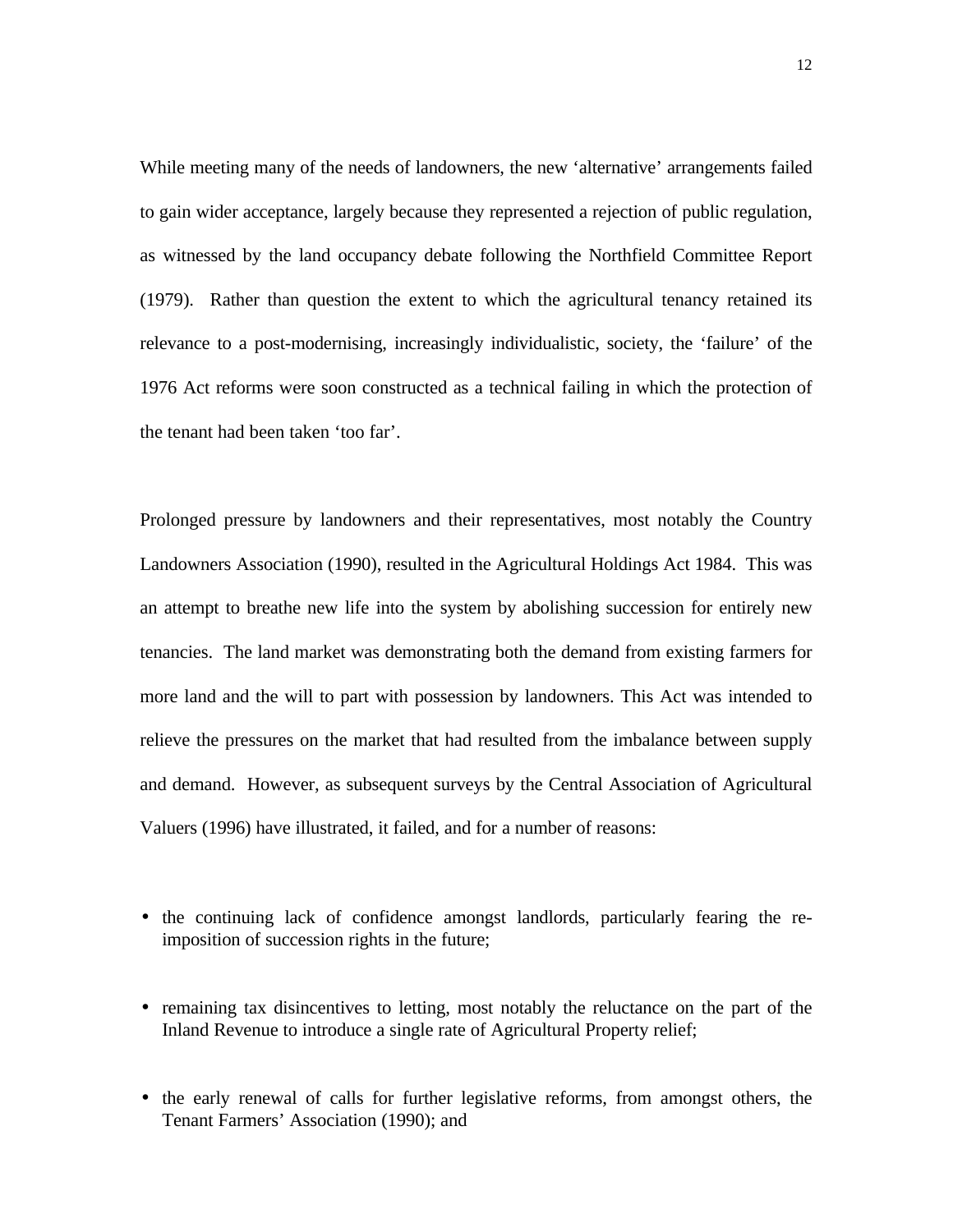While meeting many of the needs of landowners, the new 'alternative' arrangements failed to gain wider acceptance, largely because they represented a rejection of public regulation, as witnessed by the land occupancy debate following the Northfield Committee Report (1979). Rather than question the extent to which the agricultural tenancy retained its relevance to a post-modernising, increasingly individualistic, society, the 'failure' of the 1976 Act reforms were soon constructed as a technical failing in which the protection of the tenant had been taken 'too far'.

Prolonged pressure by landowners and their representatives, most notably the Country Landowners Association (1990), resulted in the Agricultural Holdings Act 1984. This was an attempt to breathe new life into the system by abolishing succession for entirely new tenancies. The land market was demonstrating both the demand from existing farmers for more land and the will to part with possession by landowners. This Act was intended to relieve the pressures on the market that had resulted from the imbalance between supply and demand. However, as subsequent surveys by the Central Association of Agricultural Valuers (1996) have illustrated, it failed, and for a number of reasons:

- the continuing lack of confidence amongst landlords, particularly fearing the re-imposition of succession rights in the future;
- remaining tax disincentives to letting, most notably the reluctance on the part of the Inland Revenue to introduce a single rate of Agricultural Property relief;
- the early renewal of calls for further legislative reforms, from amongst others, the Tenant Farmers' Association (1990); and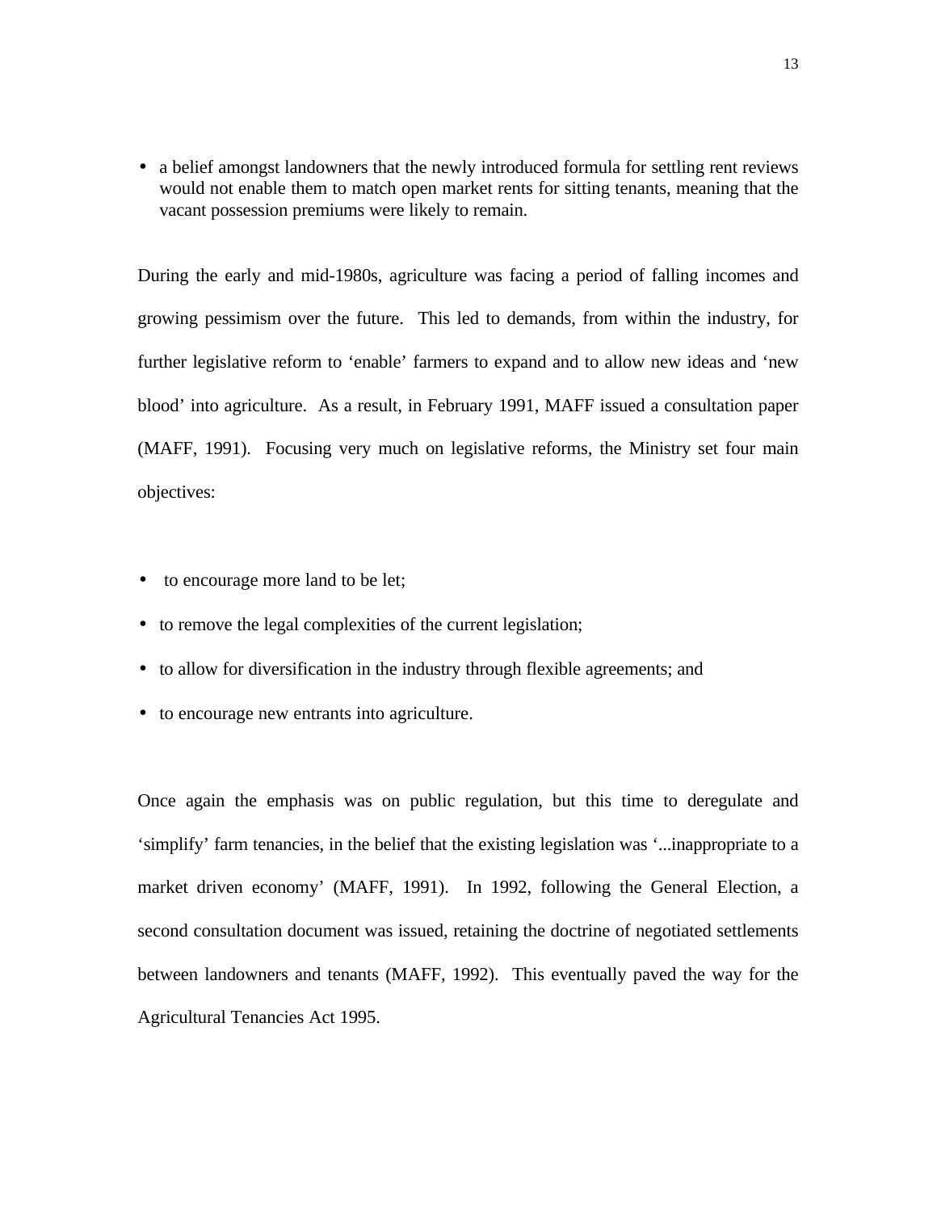- a belief amongst landowners that the newly introduced formula for settling rent reviews would not enable them to match open market rents for sitting tenants, meaning that the vacant possession premiums were likely to remain.

During the early and mid-1980s, agriculture was facing a period of falling incomes and growing pessimism over the future. This led to demands, from within the industry, for further legislative reform to 'enable' farmers to expand and to allow new ideas and 'new blood' into agriculture. As a result, in February 1991, MAFF issued a consultation paper (MAFF, 1991). Focusing very much on legislative reforms, the Ministry set four main objectives:

- to encourage more land to be let;
- to remove the legal complexities of the current legislation;
- to allow for diversification in the industry through flexible agreements; and
- to encourage new entrants into agriculture.

Once again the emphasis was on public regulation, but this time to deregulate and 'simplify' farm tenancies, in the belief that the existing legislation was '...inappropriate to a market driven economy' (MAFF, 1991). In 1992, following the General Election, a second consultation document was issued, retaining the doctrine of negotiated settlements between landowners and tenants (MAFF, 1992). This eventually paved the way for the Agricultural Tenancies Act 1995.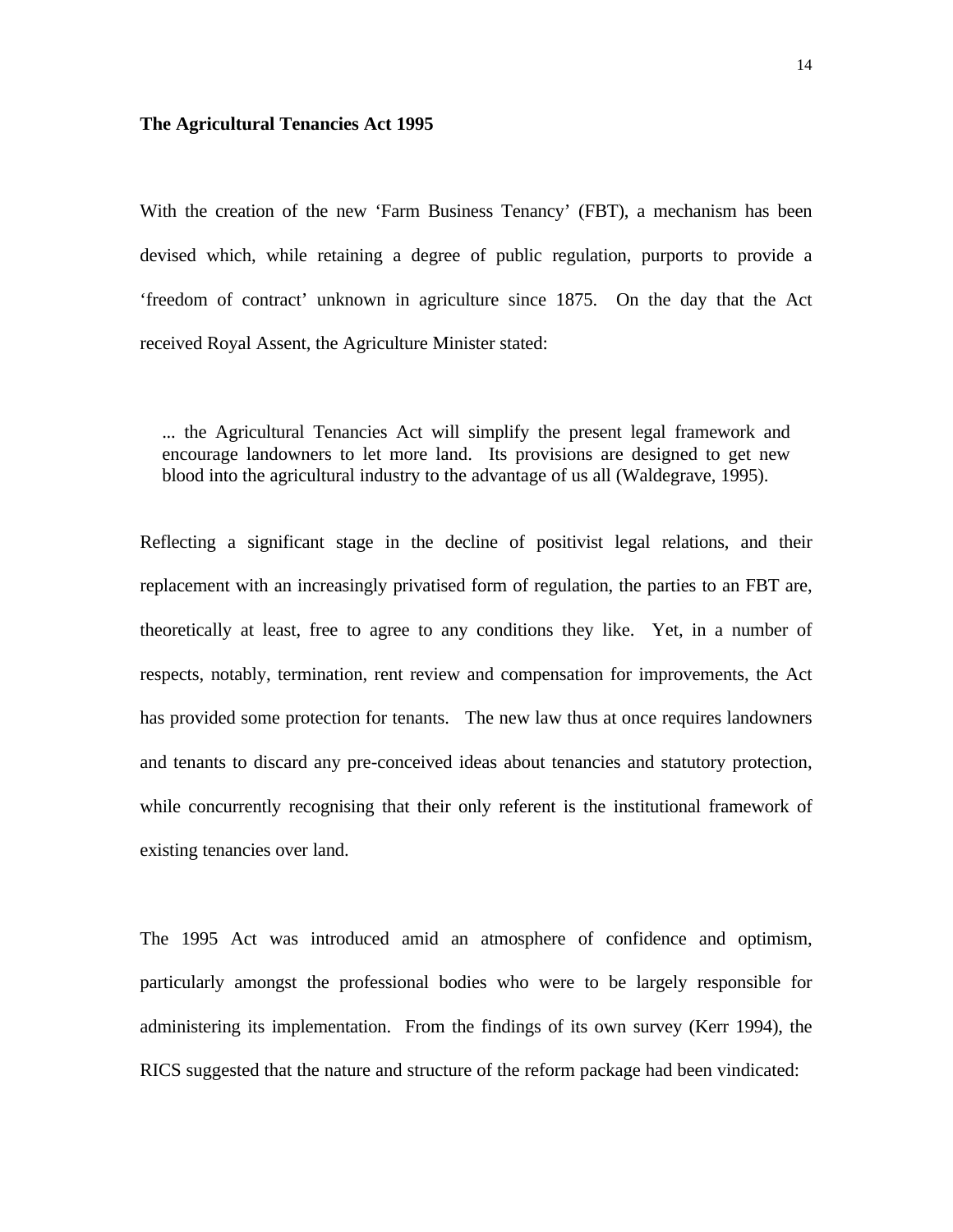**The Agricultural Tenancies Act 1995**

With the creation of the new 'Farm Business Tenancy' (FBT), a mechanism has been devised which, while retaining a degree of public regulation, purports to provide a 'freedom of contract' unknown in agriculture since 1875. On the day that the Act received Royal Assent, the Agriculture Minister stated:

> ... the Agricultural Tenancies Act will simplify the present legal framework and encourage landowners to let more land. Its provisions are designed to get new blood into the agricultural industry to the advantage of us all (Waldegrave, 1995).

Reflecting a significant stage in the decline of positivist legal relations, and their replacement with an increasingly privatised form of regulation, the parties to an FBT are, theoretically at least, free to agree to any conditions they like. Yet, in a number of respects, notably, termination, rent review and compensation for improvements, the Act has provided some protection for tenants. The new law thus at once requires landowners and tenants to discard any pre-conceived ideas about tenancies and statutory protection, while concurrently recognising that their only referent is the institutional framework of existing tenancies over land.

The 1995 Act was introduced amid an atmosphere of confidence and optimism, particularly amongst the professional bodies who were to be largely responsible for administering its implementation. From the findings of its own survey (Kerr 1994), the RICS suggested that the nature and structure of the reform package had been vindicated: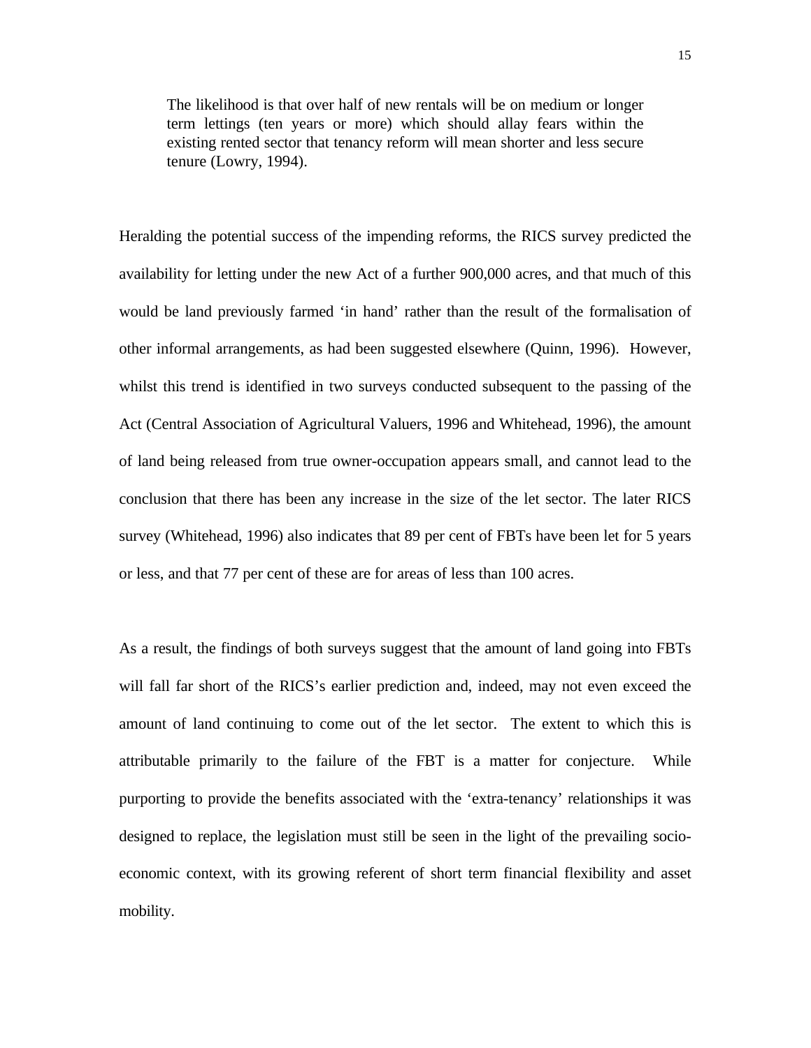> The likelihood is that over half of new rentals will be on medium or longer term lettings (ten years or more) which should allay fears within the existing rented sector that tenancy reform will mean shorter and less secure tenure (Lowry, 1994).

Heralding the potential success of the impending reforms, the RICS survey predicted the availability for letting under the new Act of a further 900,000 acres, and that much of this would be land previously farmed 'in hand' rather than the result of the formalisation of other informal arrangements, as had been suggested elsewhere (Quinn, 1996). However, whilst this trend is identified in two surveys conducted subsequent to the passing of the Act (Central Association of Agricultural Valuers, 1996 and Whitehead, 1996), the amount of land being released from true owner-occupation appears small, and cannot lead to the conclusion that there has been any increase in the size of the let sector. The later RICS survey (Whitehead, 1996) also indicates that 89 per cent of FBTs have been let for 5 years or less, and that 77 per cent of these are for areas of less than 100 acres.

As a result, the findings of both surveys suggest that the amount of land going into FBTs will fall far short of the RICS's earlier prediction and, indeed, may not even exceed the amount of land continuing to come out of the let sector. The extent to which this is attributable primarily to the failure of the FBT is a matter for conjecture. While purporting to provide the benefits associated with the 'extra-tenancy' relationships it was designed to replace, the legislation must still be seen in the light of the prevailing socio-economic context, with its growing referent of short term financial flexibility and asset mobility.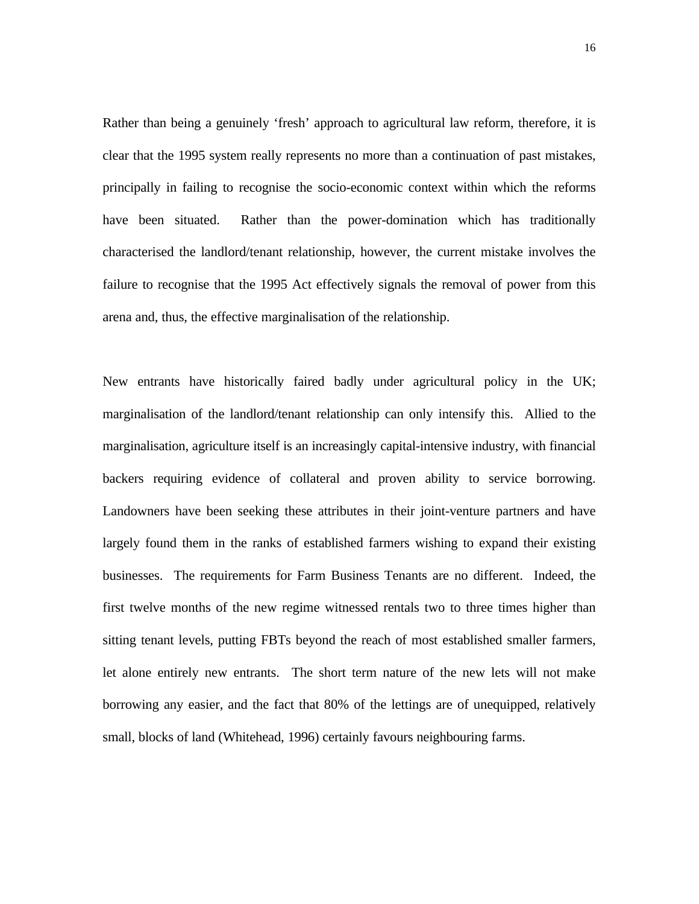Rather than being a genuinely 'fresh' approach to agricultural law reform, therefore, it is clear that the 1995 system really represents no more than a continuation of past mistakes, principally in failing to recognise the socio-economic context within which the reforms have been situated. Rather than the power-domination which has traditionally characterised the landlord/tenant relationship, however, the current mistake involves the failure to recognise that the 1995 Act effectively signals the removal of power from this arena and, thus, the effective marginalisation of the relationship.

New entrants have historically faired badly under agricultural policy in the UK; marginalisation of the landlord/tenant relationship can only intensify this. Allied to the marginalisation, agriculture itself is an increasingly capital-intensive industry, with financial backers requiring evidence of collateral and proven ability to service borrowing. Landowners have been seeking these attributes in their joint-venture partners and have largely found them in the ranks of established farmers wishing to expand their existing businesses. The requirements for Farm Business Tenants are no different. Indeed, the first twelve months of the new regime witnessed rentals two to three times higher than sitting tenant levels, putting FBTs beyond the reach of most established smaller farmers, let alone entirely new entrants. The short term nature of the new lets will not make borrowing any easier, and the fact that 80% of the lettings are of unequipped, relatively small, blocks of land (Whitehead, 1996) certainly favours neighbouring farms.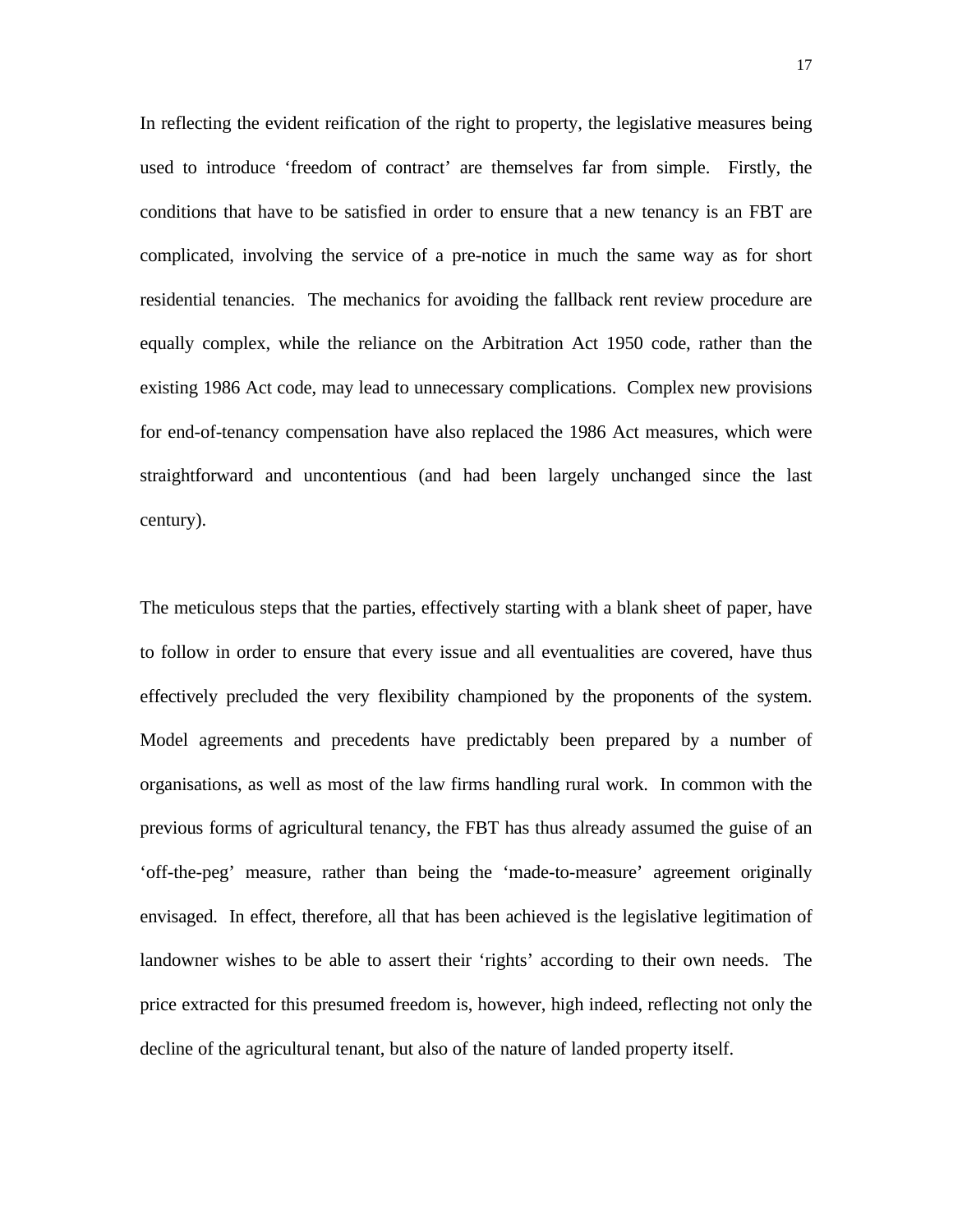In reflecting the evident reification of the right to property, the legislative measures being used to introduce 'freedom of contract' are themselves far from simple. Firstly, the conditions that have to be satisfied in order to ensure that a new tenancy is an FBT are complicated, involving the service of a pre-notice in much the same way as for short residential tenancies. The mechanics for avoiding the fallback rent review procedure are equally complex, while the reliance on the Arbitration Act 1950 code, rather than the existing 1986 Act code, may lead to unnecessary complications. Complex new provisions for end-of-tenancy compensation have also replaced the 1986 Act measures, which were straightforward and uncontentious (and had been largely unchanged since the last century).

The meticulous steps that the parties, effectively starting with a blank sheet of paper, have to follow in order to ensure that every issue and all eventualities are covered, have thus effectively precluded the very flexibility championed by the proponents of the system. Model agreements and precedents have predictably been prepared by a number of organisations, as well as most of the law firms handling rural work. In common with the previous forms of agricultural tenancy, the FBT has thus already assumed the guise of an 'off-the-peg' measure, rather than being the 'made-to-measure' agreement originally envisaged. In effect, therefore, all that has been achieved is the legislative legitimation of landowner wishes to be able to assert their 'rights' according to their own needs. The price extracted for this presumed freedom is, however, high indeed, reflecting not only the decline of the agricultural tenant, but also of the nature of landed property itself.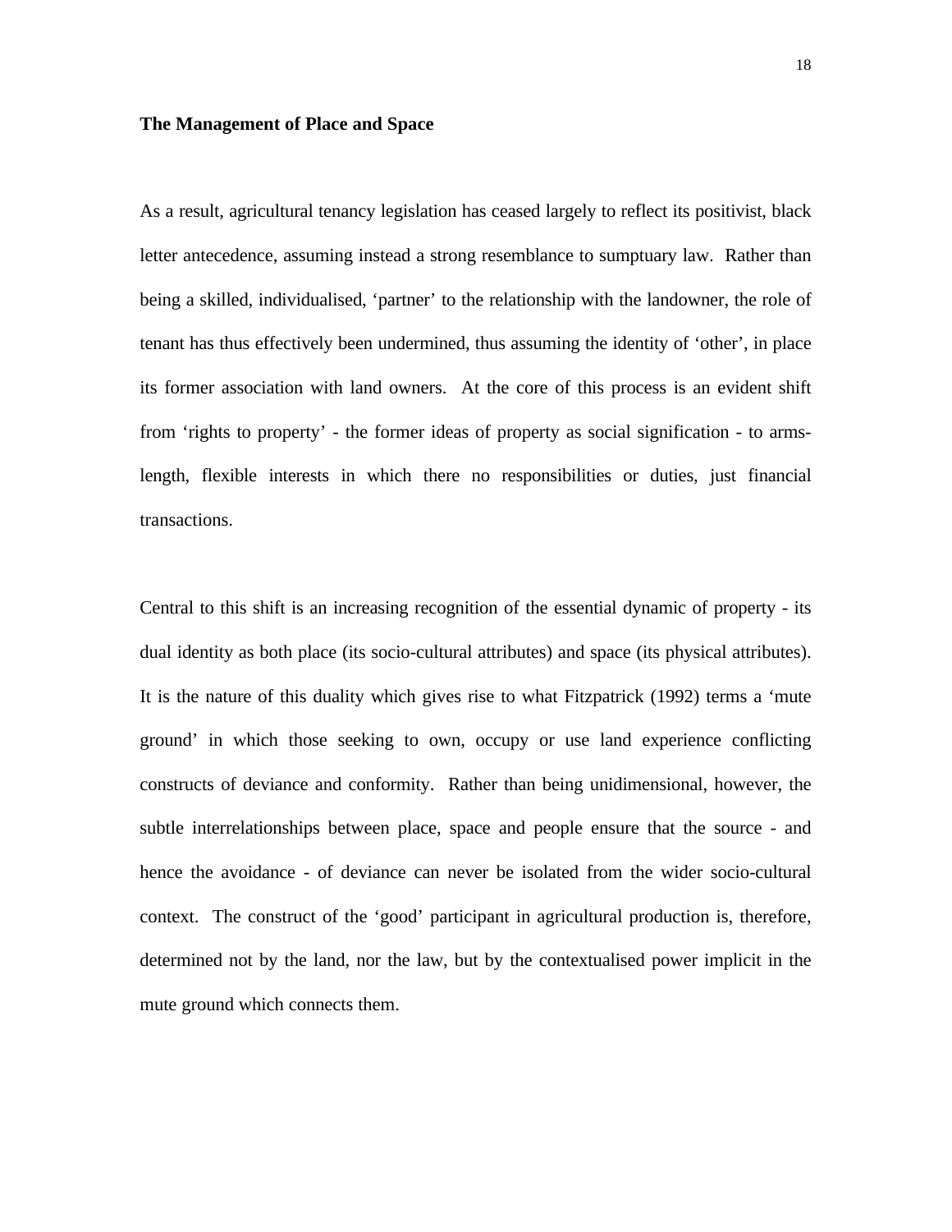**The Management of Place and Space**

As a result, agricultural tenancy legislation has ceased largely to reflect its positivist, black letter antecedence, assuming instead a strong resemblance to sumptuary law. Rather than being a skilled, individualised, 'partner' to the relationship with the landowner, the role of tenant has thus effectively been undermined, thus assuming the identity of 'other', in place its former association with land owners. At the core of this process is an evident shift from 'rights to property' - the former ideas of property as social signification - to arms-length, flexible interests in which there no responsibilities or duties, just financial transactions.

Central to this shift is an increasing recognition of the essential dynamic of property - its dual identity as both place (its socio-cultural attributes) and space (its physical attributes). It is the nature of this duality which gives rise to what Fitzpatrick (1992) terms a 'mute ground' in which those seeking to own, occupy or use land experience conflicting constructs of deviance and conformity. Rather than being unidimensional, however, the subtle interrelationships between place, space and people ensure that the source - and hence the avoidance - of deviance can never be isolated from the wider socio-cultural context. The construct of the 'good' participant in agricultural production is, therefore, determined not by the land, nor the law, but by the contextualised power implicit in the mute ground which connects them.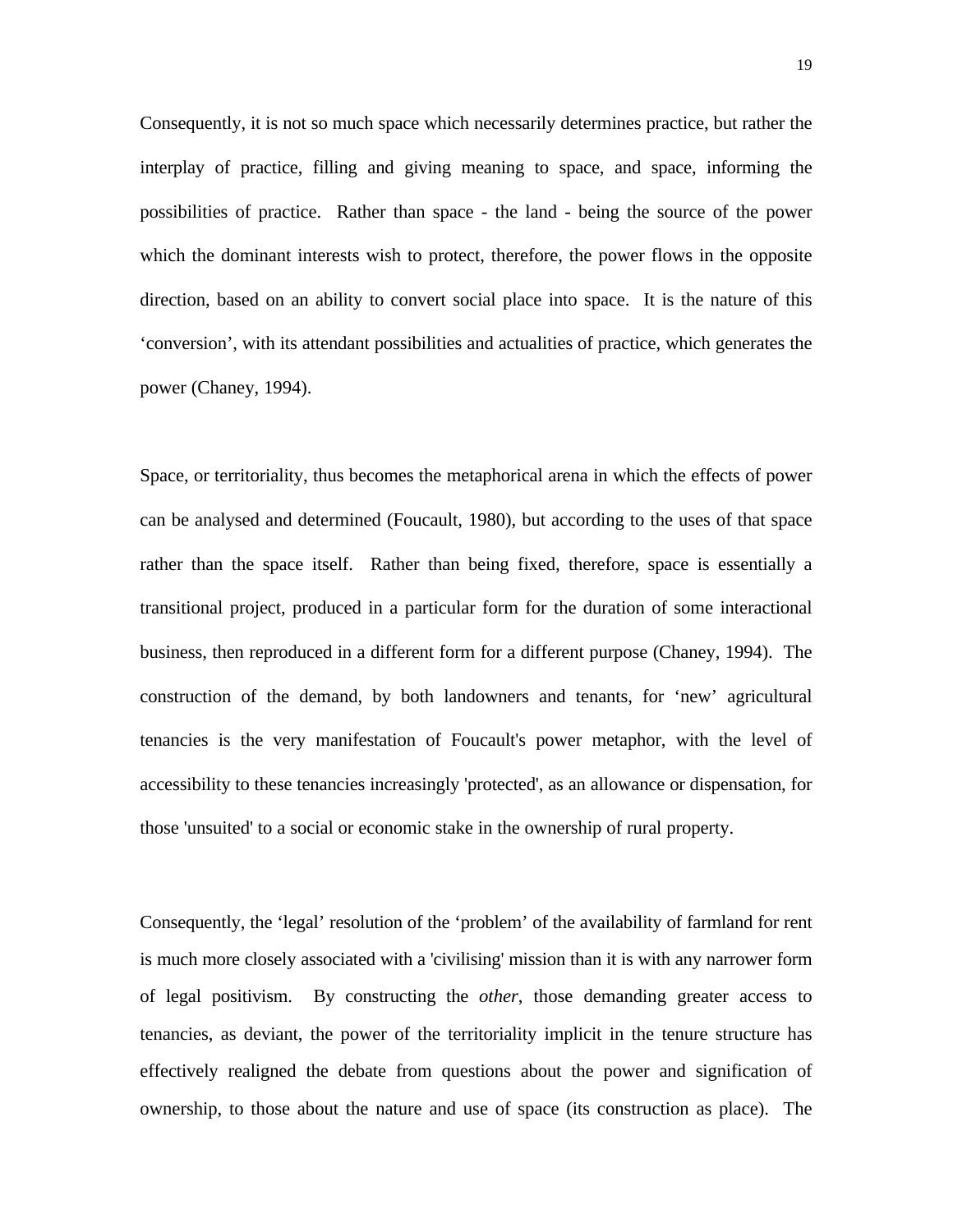Consequently, it is not so much space which necessarily determines practice, but rather the interplay of practice, filling and giving meaning to space, and space, informing the possibilities of practice. Rather than space - the land - being the source of the power which the dominant interests wish to protect, therefore, the power flows in the opposite direction, based on an ability to convert social place into space. It is the nature of this 'conversion', with its attendant possibilities and actualities of practice, which generates the power (Chaney, 1994).

Space, or territoriality, thus becomes the metaphorical arena in which the effects of power can be analysed and determined (Foucault, 1980), but according to the uses of that space rather than the space itself. Rather than being fixed, therefore, space is essentially a transitional project, produced in a particular form for the duration of some interactional business, then reproduced in a different form for a different purpose (Chaney, 1994). The construction of the demand, by both landowners and tenants, for 'new' agricultural tenancies is the very manifestation of Foucault's power metaphor, with the level of accessibility to these tenancies increasingly 'protected', as an allowance or dispensation, for those 'unsuited' to a social or economic stake in the ownership of rural property.

Consequently, the 'legal' resolution of the 'problem' of the availability of farmland for rent is much more closely associated with a 'civilising' mission than it is with any narrower form of legal positivism. By constructing the *other*, those demanding greater access to tenancies, as deviant, the power of the territoriality implicit in the tenure structure has effectively realigned the debate from questions about the power and signification of ownership, to those about the nature and use of space (its construction as place). The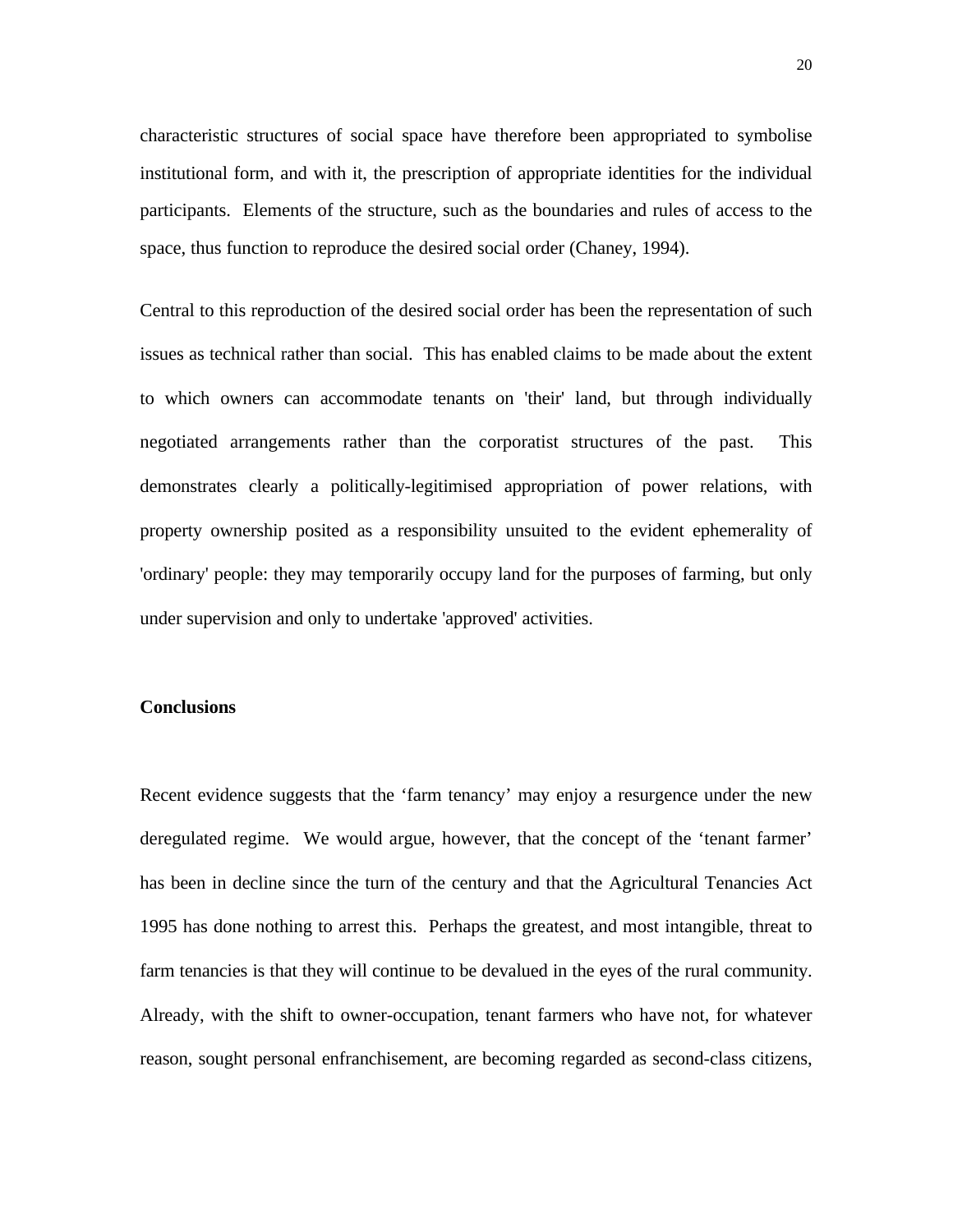characteristic structures of social space have therefore been appropriated to symbolise institutional form, and with it, the prescription of appropriate identities for the individual participants. Elements of the structure, such as the boundaries and rules of access to the space, thus function to reproduce the desired social order (Chaney, 1994).

Central to this reproduction of the desired social order has been the representation of such issues as technical rather than social. This has enabled claims to be made about the extent to which owners can accommodate tenants on 'their' land, but through individually negotiated arrangements rather than the corporatist structures of the past. This demonstrates clearly a politically-legitimised appropriation of power relations, with property ownership posited as a responsibility unsuited to the evident ephemerality of 'ordinary' people: they may temporarily occupy land for the purposes of farming, but only under supervision and only to undertake 'approved' activities.

## Conclusions

Recent evidence suggests that the ‘farm tenancy’ may enjoy a resurgence under the new deregulated regime. We would argue, however, that the concept of the ‘tenant farmer’ has been in decline since the turn of the century and that the Agricultural Tenancies Act 1995 has done nothing to arrest this. Perhaps the greatest, and most intangible, threat to farm tenancies is that they will continue to be devalued in the eyes of the rural community. Already, with the shift to owner-occupation, tenant farmers who have not, for whatever reason, sought personal enfranchisement, are becoming regarded as second-class citizens,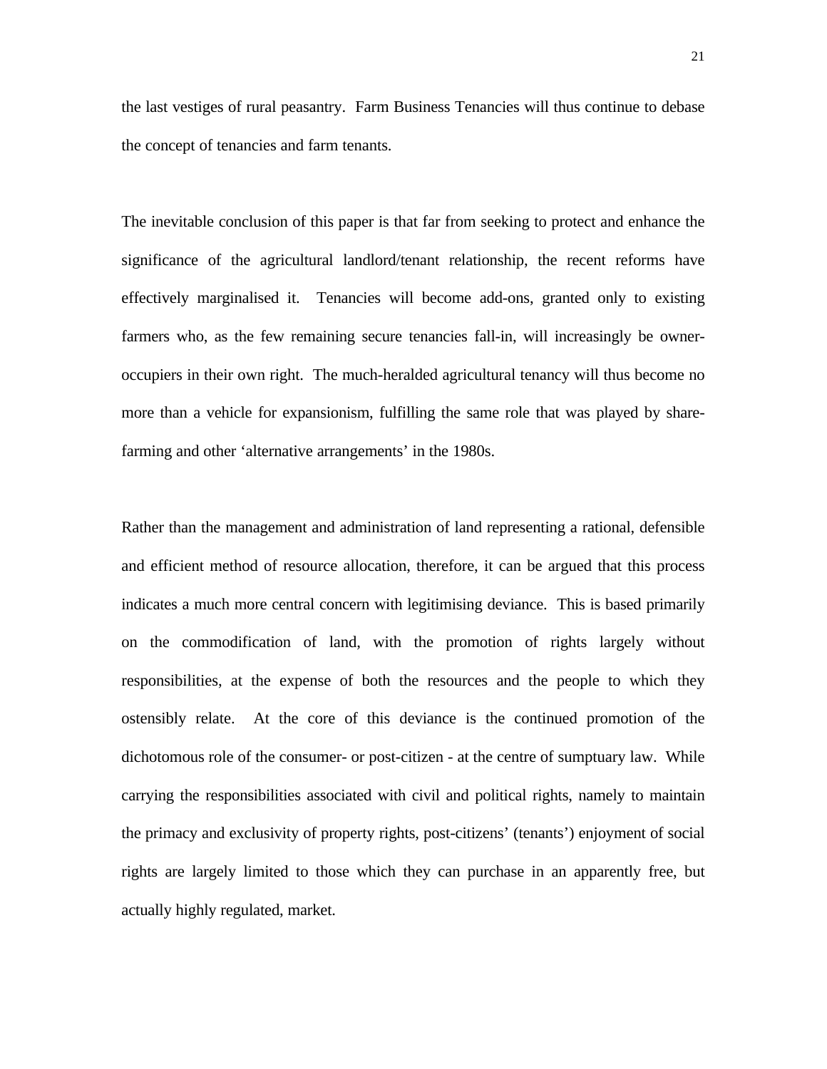the last vestiges of rural peasantry. Farm Business Tenancies will thus continue to debase the concept of tenancies and farm tenants.

The inevitable conclusion of this paper is that far from seeking to protect and enhance the significance of the agricultural landlord/tenant relationship, the recent reforms have effectively marginalised it. Tenancies will become add-ons, granted only to existing farmers who, as the few remaining secure tenancies fall-in, will increasingly be owner-occupiers in their own right. The much-heralded agricultural tenancy will thus become no more than a vehicle for expansionism, fulfilling the same role that was played by share-farming and other 'alternative arrangements' in the 1980s.

Rather than the management and administration of land representing a rational, defensible and efficient method of resource allocation, therefore, it can be argued that this process indicates a much more central concern with legitimising deviance. This is based primarily on the commodification of land, with the promotion of rights largely without responsibilities, at the expense of both the resources and the people to which they ostensibly relate. At the core of this deviance is the continued promotion of the dichotomous role of the consumer- or post-citizen - at the centre of sumptuary law. While carrying the responsibilities associated with civil and political rights, namely to maintain the primacy and exclusivity of property rights, post-citizens' (tenants') enjoyment of social rights are largely limited to those which they can purchase in an apparently free, but actually highly regulated, market.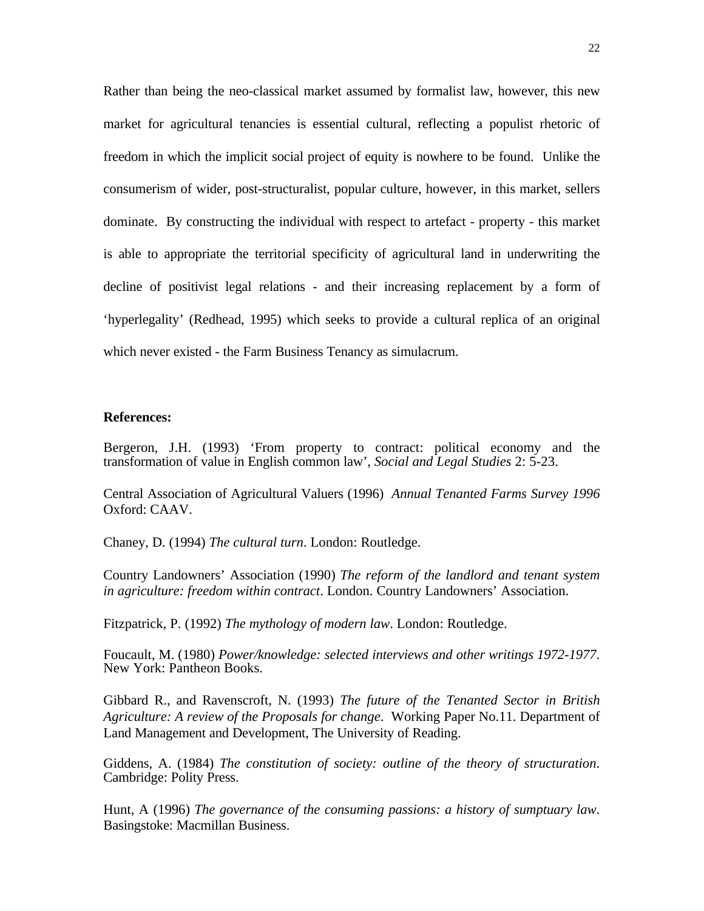Rather than being the neo-classical market assumed by formalist law, however, this new market for agricultural tenancies is essential cultural, reflecting a populist rhetoric of freedom in which the implicit social project of equity is nowhere to be found. Unlike the consumerism of wider, post-structuralist, popular culture, however, in this market, sellers dominate. By constructing the individual with respect to artefact - property - this market is able to appropriate the territorial specificity of agricultural land in underwriting the decline of positivist legal relations - and their increasing replacement by a form of 'hyperlegality' (Redhead, 1995) which seeks to provide a cultural replica of an original which never existed - the Farm Business Tenancy as simulacrum.

**References:**

Bergeron, J.H. (1993) 'From property to contract: political economy and the transformation of value in English common law', *Social and Legal Studies* 2: 5-23.

Central Association of Agricultural Valuers (1996) *Annual Tenanted Farms Survey 1996* Oxford: CAAV.

Chaney, D. (1994) *The cultural turn*. London: Routledge.

Country Landowners' Association (1990) *The reform of the landlord and tenant system in agriculture: freedom within contract*. London. Country Landowners' Association.

Fitzpatrick, P. (1992) *The mythology of modern law*. London: Routledge.

Foucault, M. (1980) *Power/knowledge: selected interviews and other writings 1972-1977*. New York: Pantheon Books.

Gibbard R., and Ravenscroft, N. (1993) *The future of the Tenanted Sector in British Agriculture: A review of the Proposals for change*. Working Paper No.11. Department of Land Management and Development, The University of Reading.

Giddens, A. (1984) *The constitution of society: outline of the theory of structuration*. Cambridge: Polity Press.

Hunt, A (1996) *The governance of the consuming passions: a history of sumptuary law*. Basingstoke: Macmillan Business.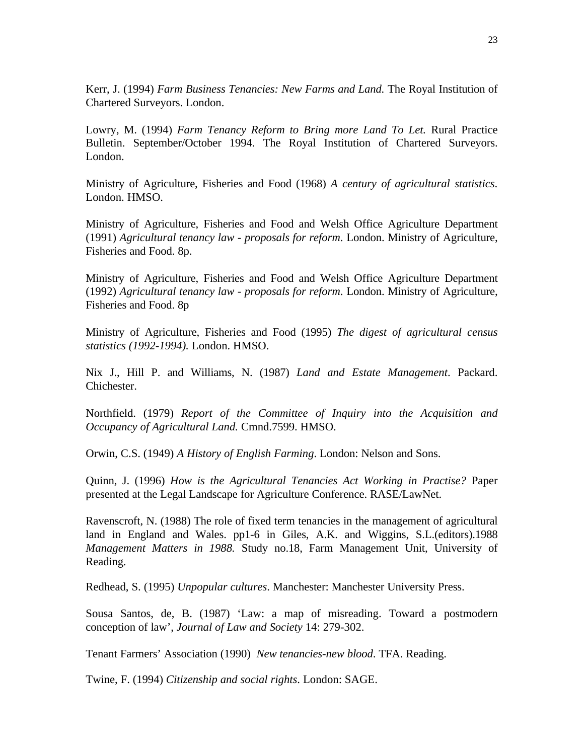Kerr, J. (1994) *Farm Business Tenancies: New Farms and Land.* The Royal Institution of Chartered Surveyors. London.

Lowry, M. (1994) *Farm Tenancy Reform to Bring more Land To Let.* Rural Practice Bulletin. September/October 1994. The Royal Institution of Chartered Surveyors. London.

Ministry of Agriculture, Fisheries and Food (1968) *A century of agricultural statistics*. London. HMSO.

Ministry of Agriculture, Fisheries and Food and Welsh Office Agriculture Department (1991) *Agricultural tenancy law - proposals for reform*. London. Ministry of Agriculture, Fisheries and Food. 8p.

Ministry of Agriculture, Fisheries and Food and Welsh Office Agriculture Department (1992) *Agricultural tenancy law - proposals for reform*. London. Ministry of Agriculture, Fisheries and Food. 8p

Ministry of Agriculture, Fisheries and Food (1995) *The digest of agricultural census statistics (1992-1994).* London. HMSO.

Nix J., Hill P. and Williams, N. (1987) *Land and Estate Management*. Packard. Chichester.

Northfield. (1979) *Report of the Committee of Inquiry into the Acquisition and Occupancy of Agricultural Land.* Cmnd.7599. HMSO.

Orwin, C.S. (1949) *A History of English Farming*. London: Nelson and Sons.

Quinn, J. (1996) *How is the Agricultural Tenancies Act Working in Practise?* Paper presented at the Legal Landscape for Agriculture Conference. RASE/LawNet.

Ravenscroft, N. (1988) The role of fixed term tenancies in the management of agricultural land in England and Wales. pp1-6 in Giles, A.K. and Wiggins, S.L.(editors).1988 *Management Matters in 1988.* Study no.18, Farm Management Unit, University of Reading.

Redhead, S. (1995) *Unpopular cultures*. Manchester: Manchester University Press.

Sousa Santos, de, B. (1987) 'Law: a map of misreading. Toward a postmodern conception of law', *Journal of Law and Society* 14: 279-302.

Tenant Farmers' Association (1990) *New tenancies-new blood*. TFA. Reading.

Twine, F. (1994) *Citizenship and social rights*. London: SAGE.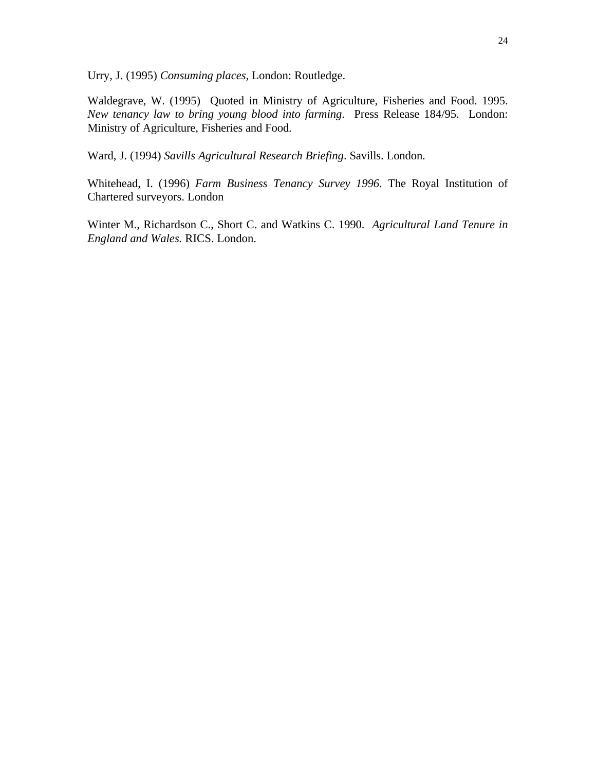Urry, J. (1995) *Consuming places*, London: Routledge.

Waldegrave, W. (1995) Quoted in Ministry of Agriculture, Fisheries and Food. 1995. *New tenancy law to bring young blood into farming*. Press Release 184/95. London: Ministry of Agriculture, Fisheries and Food.

Ward, J. (1994) *Savills Agricultural Research Briefing*. Savills. London.

Whitehead, I. (1996) *Farm Business Tenancy Survey 1996*. The Royal Institution of Chartered surveyors. London

Winter M., Richardson C., Short C. and Watkins C. 1990. *Agricultural Land Tenure in England and Wales.* RICS. London.